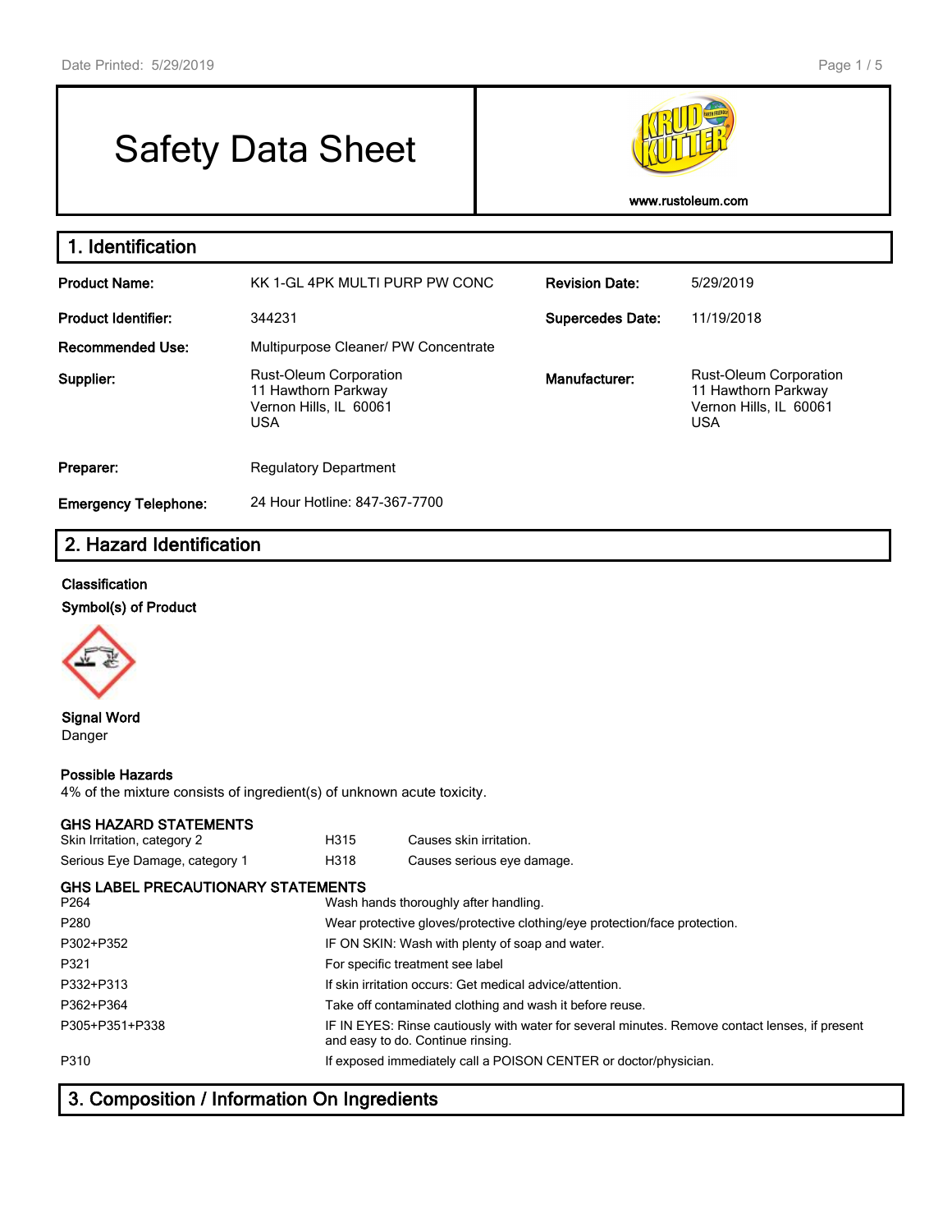# Safety Data Sheet

www.rustoleum.com

## 1. Identification

| | | | |
|---|---|---|---|
| **Product Name:** | KK 1-GL 4PK MULTI PURP PW CONC | **Revision Date:** | 5/29/2019 |
| **Product Identifier:** | 344231 | **Supercedes Date:** | 11/19/2018 |
| **Recommended Use:** | Multipurpose Cleaner/ PW Concentrate | | |
| **Supplier:** | Rust-Oleum Corporation<br>11 Hawthorn Parkway<br>Vernon Hills, IL 60061<br>USA | **Manufacturer:** | Rust-Oleum Corporation<br>11 Hawthorn Parkway<br>Vernon Hills, IL 60061<br>USA |
| **Preparer:** | Regulatory Department | | |
| **Emergency Telephone:** | 24 Hour Hotline: 847-367-7700 | | |

## 2. Hazard Identification

**Classification**

**Symbol(s) of Product**

**Signal Word**

Danger

**Possible Hazards**

4% of the mixture consists of ingredient(s) of unknown acute toxicity.

**GHS HAZARD STATEMENTS**

| | | |
|---|---|---|
| Skin Irritation, category 2 | H315 | Causes skin irritation. |
| Serious Eye Damage, category 1 | H318 | Causes serious eye damage. |

**GHS LABEL PRECAUTIONARY STATEMENTS**

| | |
|---|---|
| P264 | Wash hands thoroughly after handling. |
| P280 | Wear protective gloves/protective clothing/eye protection/face protection. |
| P302+P352 | IF ON SKIN: Wash with plenty of soap and water. |
| P321 | For specific treatment see label |
| P332+P313 | If skin irritation occurs: Get medical advice/attention. |
| P362+P364 | Take off contaminated clothing and wash it before reuse. |
| P305+P351+P338 | IF IN EYES: Rinse cautiously with water for several minutes. Remove contact lenses, if present and easy to do. Continue rinsing. |
| P310 | If exposed immediately call a POISON CENTER or doctor/physician. |

## 3. Composition / Information On Ingredients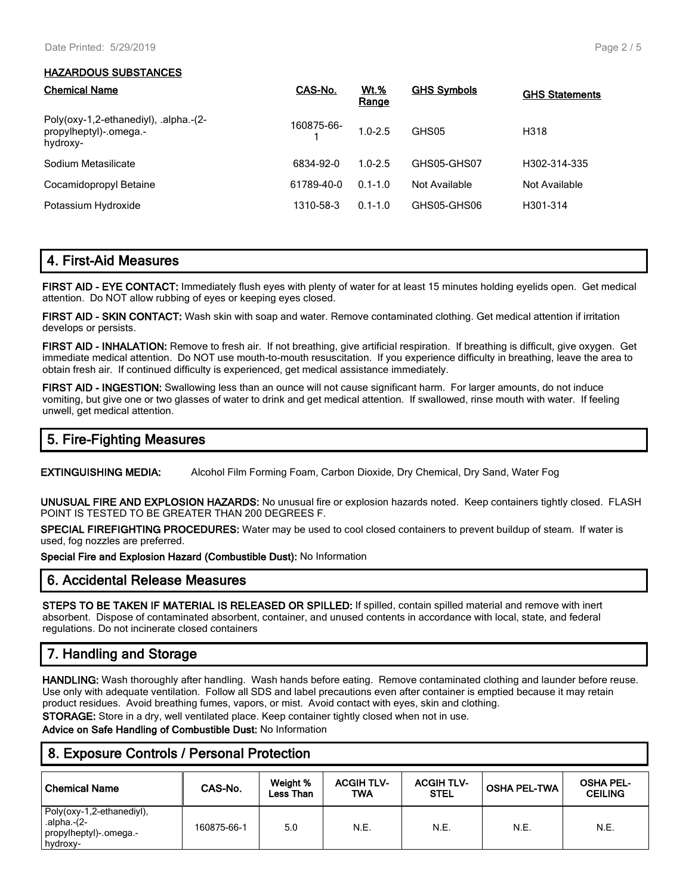### HAZARDOUS SUBSTANCES

| Chemical Name | CAS-No. | Wt.% Range | GHS Symbols | GHS Statements |
|---|---|---|---|---|
| Poly(oxy-1,2-ethanediyl), .alpha.-(2-propylheptyl)-.omega.-hydroxy- | 160875-66-1 | 1.0-2.5 | GHS05 | H318 |
| Sodium Metasilicate | 6834-92-0 | 1.0-2.5 | GHS05-GHS07 | H302-314-335 |
| Cocamidopropyl Betaine | 61789-40-0 | 0.1-1.0 | Not Available | Not Available |
| Potassium Hydroxide | 1310-58-3 | 0.1-1.0 | GHS05-GHS06 | H301-314 |

## 4. First-Aid Measures

**FIRST AID - EYE CONTACT:** Immediately flush eyes with plenty of water for at least 15 minutes holding eyelids open. Get medical attention. Do NOT allow rubbing of eyes or keeping eyes closed.

**FIRST AID - SKIN CONTACT:** Wash skin with soap and water. Remove contaminated clothing. Get medical attention if irritation develops or persists.

**FIRST AID - INHALATION:** Remove to fresh air. If not breathing, give artificial respiration. If breathing is difficult, give oxygen. Get immediate medical attention. Do NOT use mouth-to-mouth resuscitation. If you experience difficulty in breathing, leave the area to obtain fresh air. If continued difficulty is experienced, get medical assistance immediately.

**FIRST AID - INGESTION:** Swallowing less than an ounce will not cause significant harm. For larger amounts, do not induce vomiting, but give one or two glasses of water to drink and get medical attention. If swallowed, rinse mouth with water. If feeling unwell, get medical attention.

## 5. Fire-Fighting Measures

**EXTINGUISHING MEDIA:** Alcohol Film Forming Foam, Carbon Dioxide, Dry Chemical, Dry Sand, Water Fog

**UNUSUAL FIRE AND EXPLOSION HAZARDS:** No unusual fire or explosion hazards noted. Keep containers tightly closed. FLASH POINT IS TESTED TO BE GREATER THAN 200 DEGREES F.

**SPECIAL FIREFIGHTING PROCEDURES:** Water may be used to cool closed containers to prevent buildup of steam. If water is used, fog nozzles are preferred.

**Special Fire and Explosion Hazard (Combustible Dust):** No Information

## 6. Accidental Release Measures

**STEPS TO BE TAKEN IF MATERIAL IS RELEASED OR SPILLED:** If spilled, contain spilled material and remove with inert absorbent. Dispose of contaminated absorbent, container, and unused contents in accordance with local, state, and federal regulations. Do not incinerate closed containers

## 7. Handling and Storage

**HANDLING:** Wash thoroughly after handling. Wash hands before eating. Remove contaminated clothing and launder before reuse. Use only with adequate ventilation. Follow all SDS and label precautions even after container is emptied because it may retain product residues. Avoid breathing fumes, vapors, or mist. Avoid contact with eyes, skin and clothing.

**STORAGE:** Store in a dry, well ventilated place. Keep container tightly closed when not in use.

**Advice on Safe Handling of Combustible Dust:** No Information

## 8. Exposure Controls / Personal Protection

| Chemical Name | CAS-No. | Weight % Less Than | ACGIH TLV-TWA | ACGIH TLV-STEL | OSHA PEL-TWA | OSHA PEL-CEILING |
|---|---|---|---|---|---|---|
| Poly(oxy-1,2-ethanediyl), .alpha.-(2-propylheptyl)-.omega.-hydroxy- | 160875-66-1 | 5.0 | N.E. | N.E. | N.E. | N.E. |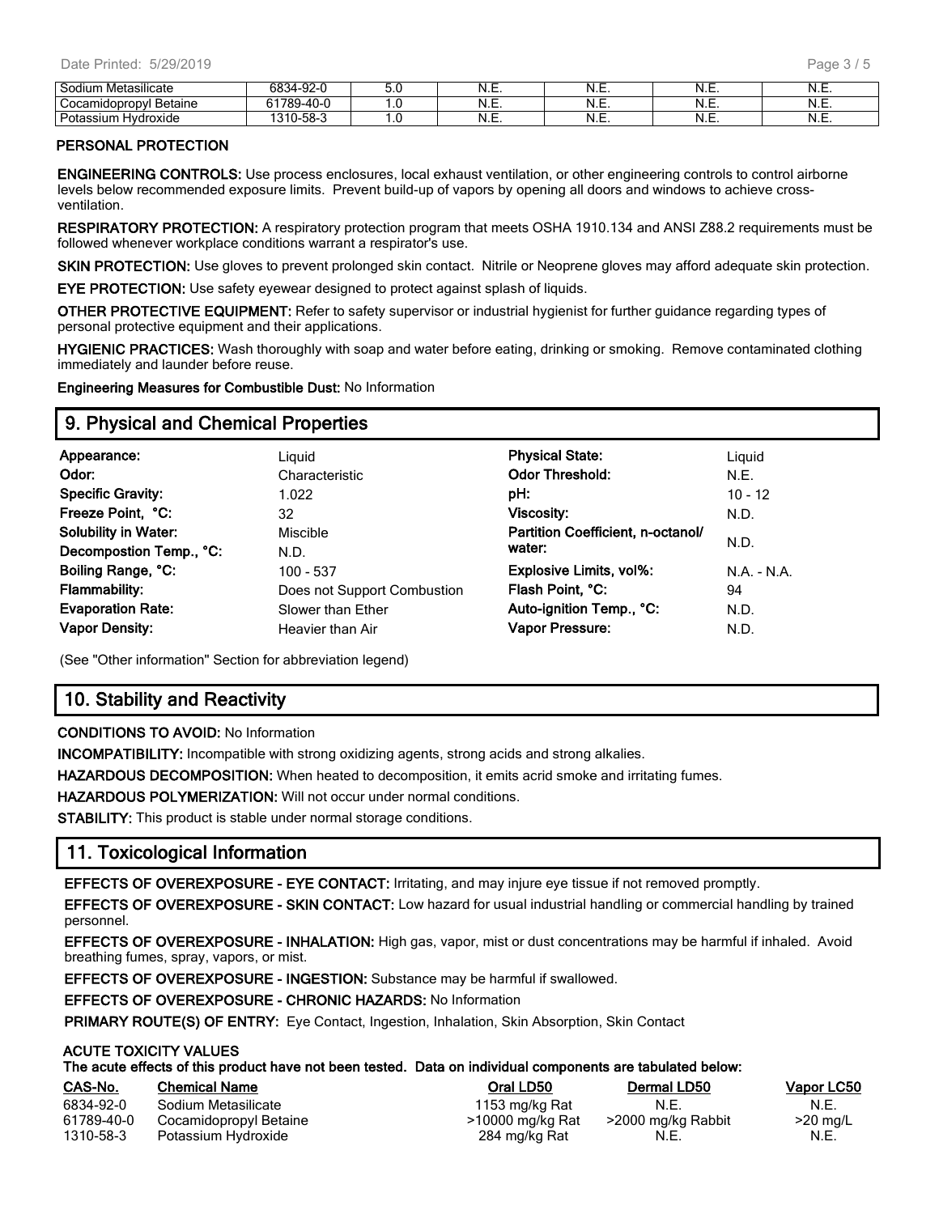| Sodium Metasilicate | 6834-92-0 | 5.0 | N.E. | N.E. | N.E. | N.E. |
|---|---|---|---|---|---|---|
| Cocamidopropyl Betaine | 61789-40-0 | 1.0 | N.E. | N.E. | N.E. | N.E. |
| Potassium Hydroxide | 1310-58-3 | 1.0 | N.E. | N.E. | N.E. | N.E. |

**PERSONAL PROTECTION**

**ENGINEERING CONTROLS:** Use process enclosures, local exhaust ventilation, or other engineering controls to control airborne levels below recommended exposure limits. Prevent build-up of vapors by opening all doors and windows to achieve cross-ventilation.

**RESPIRATORY PROTECTION:** A respiratory protection program that meets OSHA 1910.134 and ANSI Z88.2 requirements must be followed whenever workplace conditions warrant a respirator's use.

**SKIN PROTECTION:** Use gloves to prevent prolonged skin contact. Nitrile or Neoprene gloves may afford adequate skin protection.

**EYE PROTECTION:** Use safety eyewear designed to protect against splash of liquids.

**OTHER PROTECTIVE EQUIPMENT:** Refer to safety supervisor or industrial hygienist for further guidance regarding types of personal protective equipment and their applications.

**HYGIENIC PRACTICES:** Wash thoroughly with soap and water before eating, drinking or smoking. Remove contaminated clothing immediately and launder before reuse.

**Engineering Measures for Combustible Dust:** No Information

## 9. Physical and Chemical Properties

| | | | |
|---|---|---|---|
| **Appearance:** | Liquid | **Physical State:** | Liquid |
| **Odor:** | Characteristic | **Odor Threshold:** | N.E. |
| **Specific Gravity:** | 1.022 | **pH:** | 10 - 12 |
| **Freeze Point, °C:** | 32 | **Viscosity:** | N.D. |
| **Solubility in Water:** | Miscible | **Partition Coefficient, n-octanol/ water:** | N.D. |
| **Decompostion Temp., °C:** | N.D. | | |
| **Boiling Range, °C:** | 100 - 537 | **Explosive Limits, vol%:** | N.A. - N.A. |
| **Flammability:** | Does not Support Combustion | **Flash Point, °C:** | 94 |
| **Evaporation Rate:** | Slower than Ether | **Auto-ignition Temp., °C:** | N.D. |
| **Vapor Density:** | Heavier than Air | **Vapor Pressure:** | N.D. |

(See "Other information" Section for abbreviation legend)

## 10. Stability and Reactivity

**CONDITIONS TO AVOID:** No Information

**INCOMPATIBILITY:** Incompatible with strong oxidizing agents, strong acids and strong alkalies.

**HAZARDOUS DECOMPOSITION:** When heated to decomposition, it emits acrid smoke and irritating fumes.

**HAZARDOUS POLYMERIZATION:** Will not occur under normal conditions.

**STABILITY:** This product is stable under normal storage conditions.

## 11. Toxicological Information

**EFFECTS OF OVEREXPOSURE - EYE CONTACT:** Irritating, and may injure eye tissue if not removed promptly.

**EFFECTS OF OVEREXPOSURE - SKIN CONTACT:** Low hazard for usual industrial handling or commercial handling by trained personnel.

**EFFECTS OF OVEREXPOSURE - INHALATION:** High gas, vapor, mist or dust concentrations may be harmful if inhaled. Avoid breathing fumes, spray, vapors, or mist.

**EFFECTS OF OVEREXPOSURE - INGESTION:** Substance may be harmful if swallowed.

**EFFECTS OF OVEREXPOSURE - CHRONIC HAZARDS:** No Information

**PRIMARY ROUTE(S) OF ENTRY:** Eye Contact, Ingestion, Inhalation, Skin Absorption, Skin Contact

**ACUTE TOXICITY VALUES**

**The acute effects of this product have not been tested. Data on individual components are tabulated below:**

| CAS-No. | Chemical Name | Oral LD50 | Dermal LD50 | Vapor LC50 |
|---|---|---|---|---|
| 6834-92-0 | Sodium Metasilicate | 1153 mg/kg Rat | N.E. | N.E. |
| 61789-40-0 | Cocamidopropyl Betaine | >10000 mg/kg Rat | >2000 mg/kg Rabbit | >20 mg/L |
| 1310-58-3 | Potassium Hydroxide | 284 mg/kg Rat | N.E. | N.E. |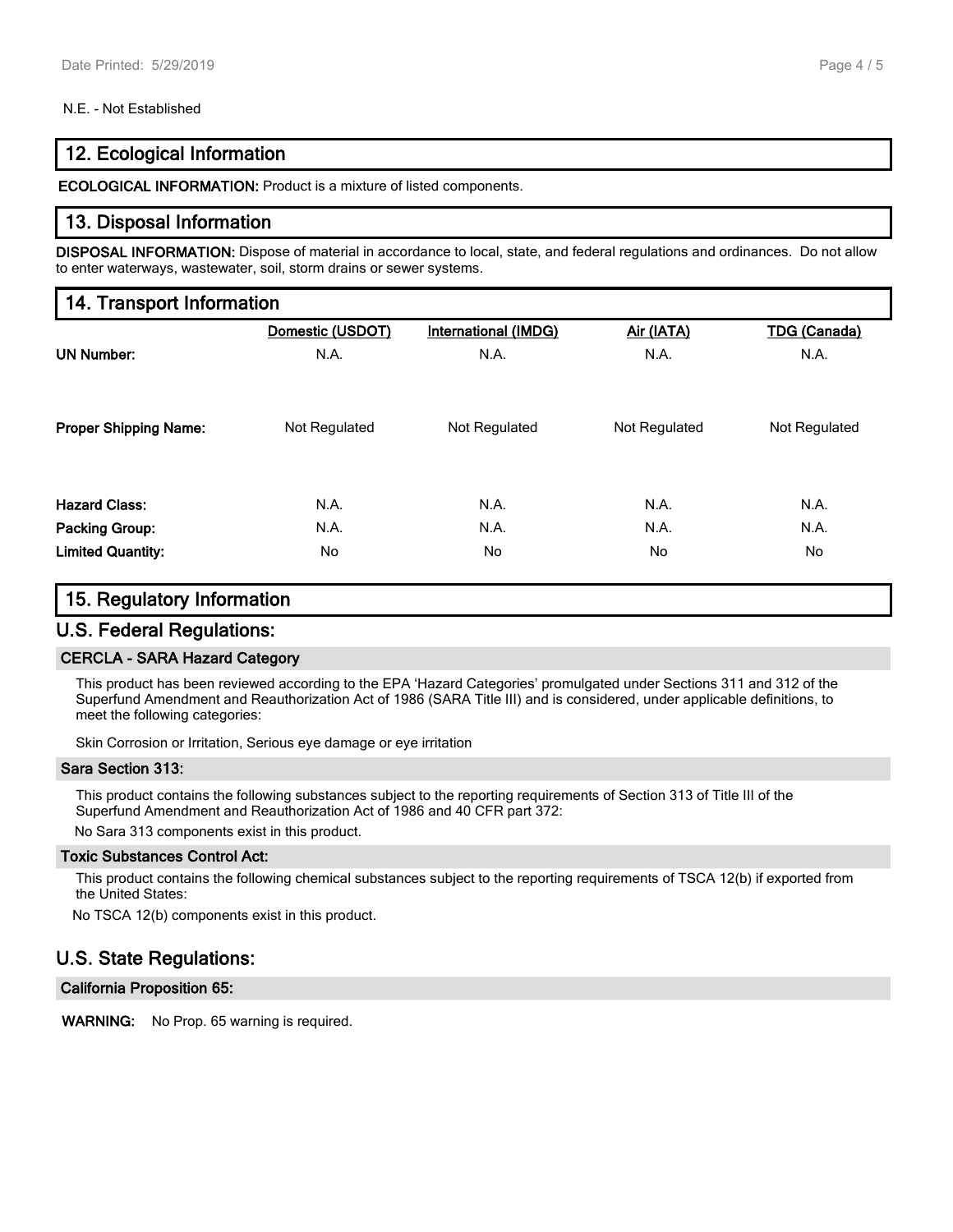N.E. - Not Established

## 12. Ecological Information

**ECOLOGICAL INFORMATION:** Product is a mixture of listed components.

## 13. Disposal Information

**DISPOSAL INFORMATION:** Dispose of material in accordance to local, state, and federal regulations and ordinances. Do not allow to enter waterways, wastewater, soil, storm drains or sewer systems.

## 14. Transport Information

| | Domestic (USDOT) | International (IMDG) | Air (IATA) | TDG (Canada) |
|---|---|---|---|---|
| **UN Number:** | N.A. | N.A. | N.A. | N.A. |
| **Proper Shipping Name:** | Not Regulated | Not Regulated | Not Regulated | Not Regulated |
| **Hazard Class:** | N.A. | N.A. | N.A. | N.A. |
| **Packing Group:** | N.A. | N.A. | N.A. | N.A. |
| **Limited Quantity:** | No | No | No | No |

## 15. Regulatory Information

## U.S. Federal Regulations:

### CERCLA - SARA Hazard Category

This product has been reviewed according to the EPA 'Hazard Categories' promulgated under Sections 311 and 312 of the Superfund Amendment and Reauthorization Act of 1986 (SARA Title III) and is considered, under applicable definitions, to meet the following categories:

Skin Corrosion or Irritation, Serious eye damage or eye irritation

### Sara Section 313:

This product contains the following substances subject to the reporting requirements of Section 313 of Title III of the Superfund Amendment and Reauthorization Act of 1986 and 40 CFR part 372:

No Sara 313 components exist in this product.

### Toxic Substances Control Act:

This product contains the following chemical substances subject to the reporting requirements of TSCA 12(b) if exported from the United States:

No TSCA 12(b) components exist in this product.

## U.S. State Regulations:

### California Proposition 65:

**WARNING:** No Prop. 65 warning is required.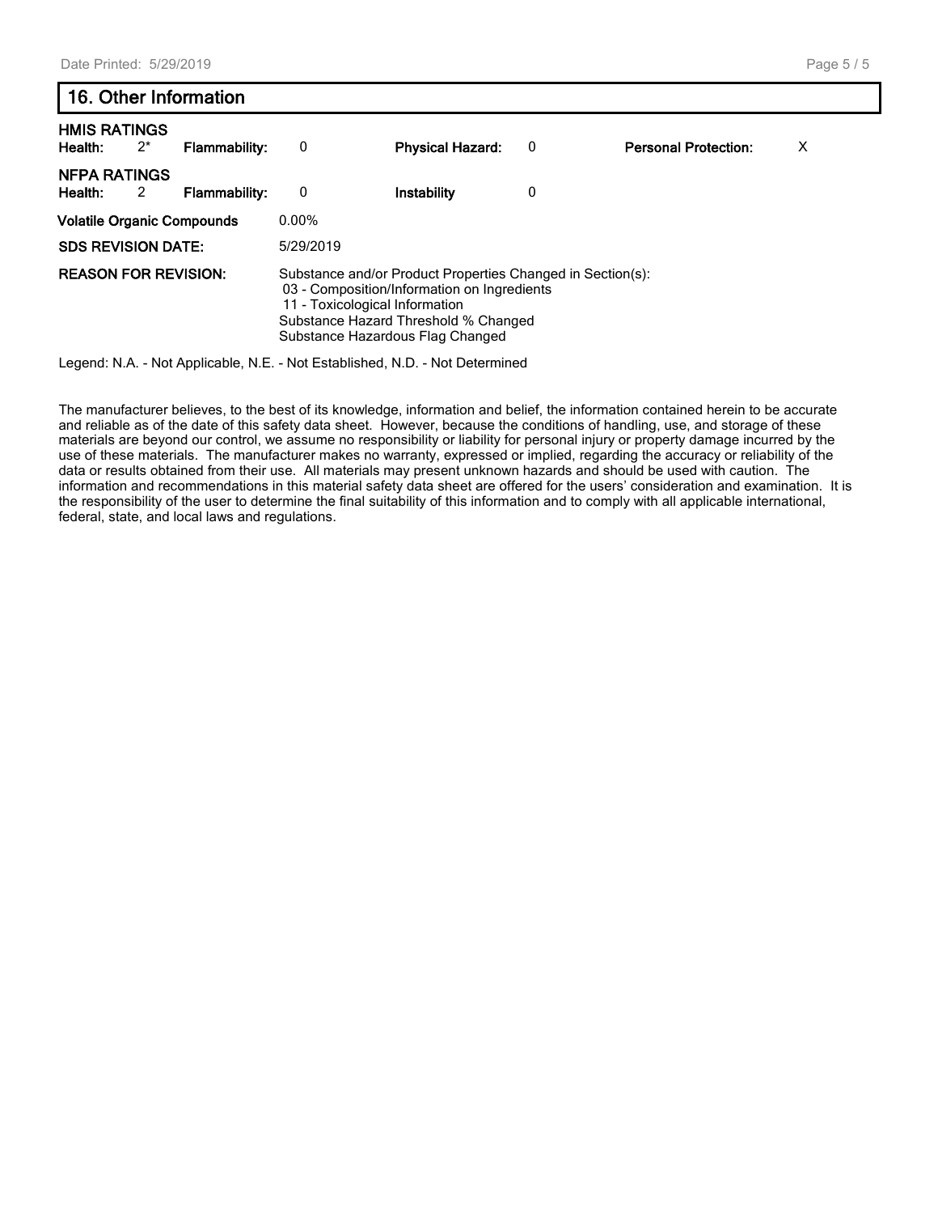## 16. Other Information

**HMIS RATINGS**

| | | | | | | | |
|---|---|---|---|---|---|---|---|
| **Health:** | 2* | **Flammability:** | 0 | **Physical Hazard:** | 0 | **Personal Protection:** | X |

**NFPA RATINGS**

| | | | | | |
|---|---|---|---|---|---|
| **Health:** | 2 | **Flammability:** | 0 | **Instability** | 0 |

**Volatile Organic Compounds** 0.00%

**SDS REVISION DATE:** 5/29/2019

**REASON FOR REVISION:** Substance and/or Product Properties Changed in Section(s):
03 - Composition/Information on Ingredients
11 - Toxicological Information
Substance Hazard Threshold % Changed
Substance Hazardous Flag Changed

Legend: N.A. - Not Applicable, N.E. - Not Established, N.D. - Not Determined

The manufacturer believes, to the best of its knowledge, information and belief, the information contained herein to be accurate and reliable as of the date of this safety data sheet. However, because the conditions of handling, use, and storage of these materials are beyond our control, we assume no responsibility or liability for personal injury or property damage incurred by the use of these materials. The manufacturer makes no warranty, expressed or implied, regarding the accuracy or reliability of the data or results obtained from their use. All materials may present unknown hazards and should be used with caution. The information and recommendations in this material safety data sheet are offered for the users' consideration and examination. It is the responsibility of the user to determine the final suitability of this information and to comply with all applicable international, federal, state, and local laws and regulations.